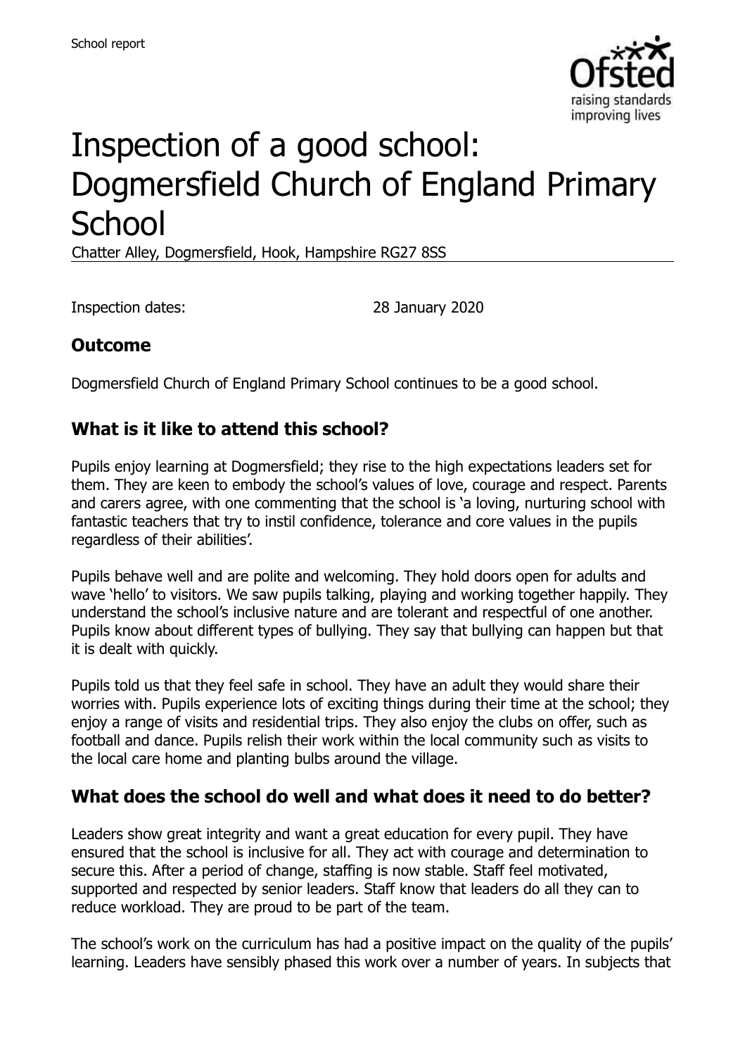# Inspection of a good school: Dogmersfield Church of England Primary School

Chatter Alley, Dogmersfield, Hook, Hampshire RG27 8SS

Inspection dates: 28 January 2020

## Outcome

Dogmersfield Church of England Primary School continues to be a good school.

## What is it like to attend this school?

Pupils enjoy learning at Dogmersfield; they rise to the high expectations leaders set for them. They are keen to embody the school's values of love, courage and respect. Parents and carers agree, with one commenting that the school is 'a loving, nurturing school with fantastic teachers that try to instil confidence, tolerance and core values in the pupils regardless of their abilities'.

Pupils behave well and are polite and welcoming. They hold doors open for adults and wave 'hello' to visitors. We saw pupils talking, playing and working together happily. They understand the school's inclusive nature and are tolerant and respectful of one another. Pupils know about different types of bullying. They say that bullying can happen but that it is dealt with quickly.

Pupils told us that they feel safe in school. They have an adult they would share their worries with. Pupils experience lots of exciting things during their time at the school; they enjoy a range of visits and residential trips. They also enjoy the clubs on offer, such as football and dance. Pupils relish their work within the local community such as visits to the local care home and planting bulbs around the village.

## What does the school do well and what does it need to do better?

Leaders show great integrity and want a great education for every pupil. They have ensured that the school is inclusive for all. They act with courage and determination to secure this. After a period of change, staffing is now stable. Staff feel motivated, supported and respected by senior leaders. Staff know that leaders do all they can to reduce workload. They are proud to be part of the team.

The school's work on the curriculum has had a positive impact on the quality of the pupils' learning. Leaders have sensibly phased this work over a number of years. In subjects that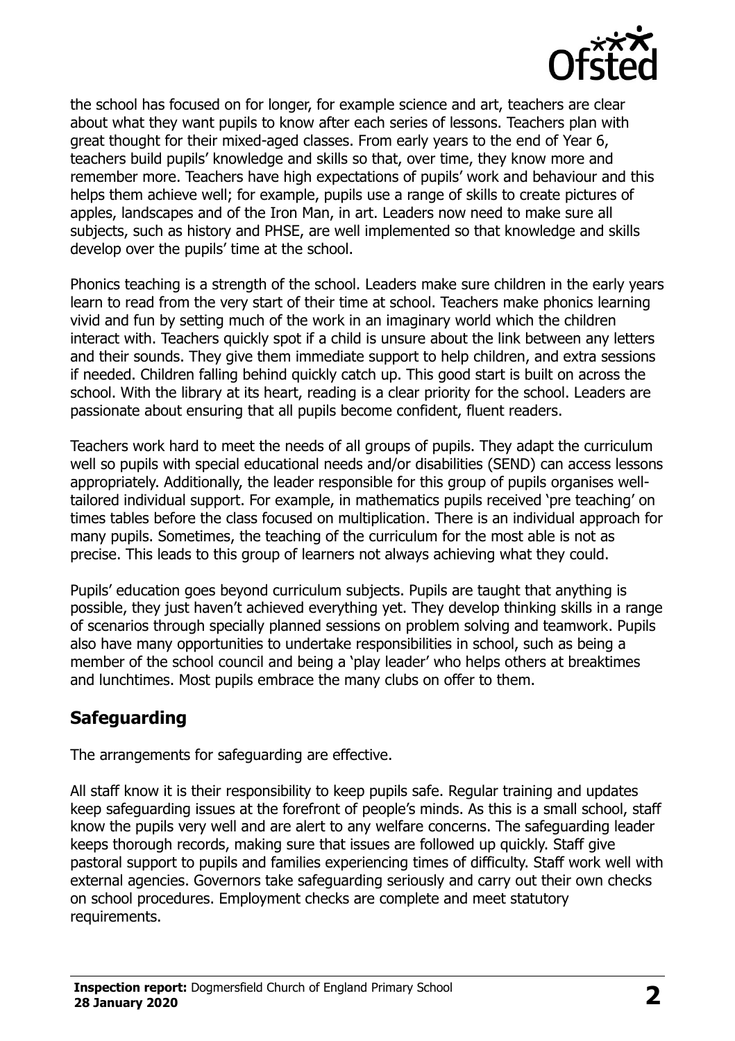the school has focused on for longer, for example science and art, teachers are clear about what they want pupils to know after each series of lessons. Teachers plan with great thought for their mixed-aged classes. From early years to the end of Year 6, teachers build pupils' knowledge and skills so that, over time, they know more and remember more. Teachers have high expectations of pupils' work and behaviour and this helps them achieve well; for example, pupils use a range of skills to create pictures of apples, landscapes and of the Iron Man, in art. Leaders now need to make sure all subjects, such as history and PHSE, are well implemented so that knowledge and skills develop over the pupils' time at the school.

Phonics teaching is a strength of the school. Leaders make sure children in the early years learn to read from the very start of their time at school. Teachers make phonics learning vivid and fun by setting much of the work in an imaginary world which the children interact with. Teachers quickly spot if a child is unsure about the link between any letters and their sounds. They give them immediate support to help children, and extra sessions if needed. Children falling behind quickly catch up. This good start is built on across the school. With the library at its heart, reading is a clear priority for the school. Leaders are passionate about ensuring that all pupils become confident, fluent readers.

Teachers work hard to meet the needs of all groups of pupils. They adapt the curriculum well so pupils with special educational needs and/or disabilities (SEND) can access lessons appropriately. Additionally, the leader responsible for this group of pupils organises well-tailored individual support. For example, in mathematics pupils received 'pre teaching' on times tables before the class focused on multiplication. There is an individual approach for many pupils. Sometimes, the teaching of the curriculum for the most able is not as precise. This leads to this group of learners not always achieving what they could.

Pupils' education goes beyond curriculum subjects. Pupils are taught that anything is possible, they just haven't achieved everything yet. They develop thinking skills in a range of scenarios through specially planned sessions on problem solving and teamwork. Pupils also have many opportunities to undertake responsibilities in school, such as being a member of the school council and being a 'play leader' who helps others at breaktimes and lunchtimes. Most pupils embrace the many clubs on offer to them.

## Safeguarding

The arrangements for safeguarding are effective.

All staff know it is their responsibility to keep pupils safe. Regular training and updates keep safeguarding issues at the forefront of people's minds. As this is a small school, staff know the pupils very well and are alert to any welfare concerns. The safeguarding leader keeps thorough records, making sure that issues are followed up quickly. Staff give pastoral support to pupils and families experiencing times of difficulty. Staff work well with external agencies. Governors take safeguarding seriously and carry out their own checks on school procedures. Employment checks are complete and meet statutory requirements.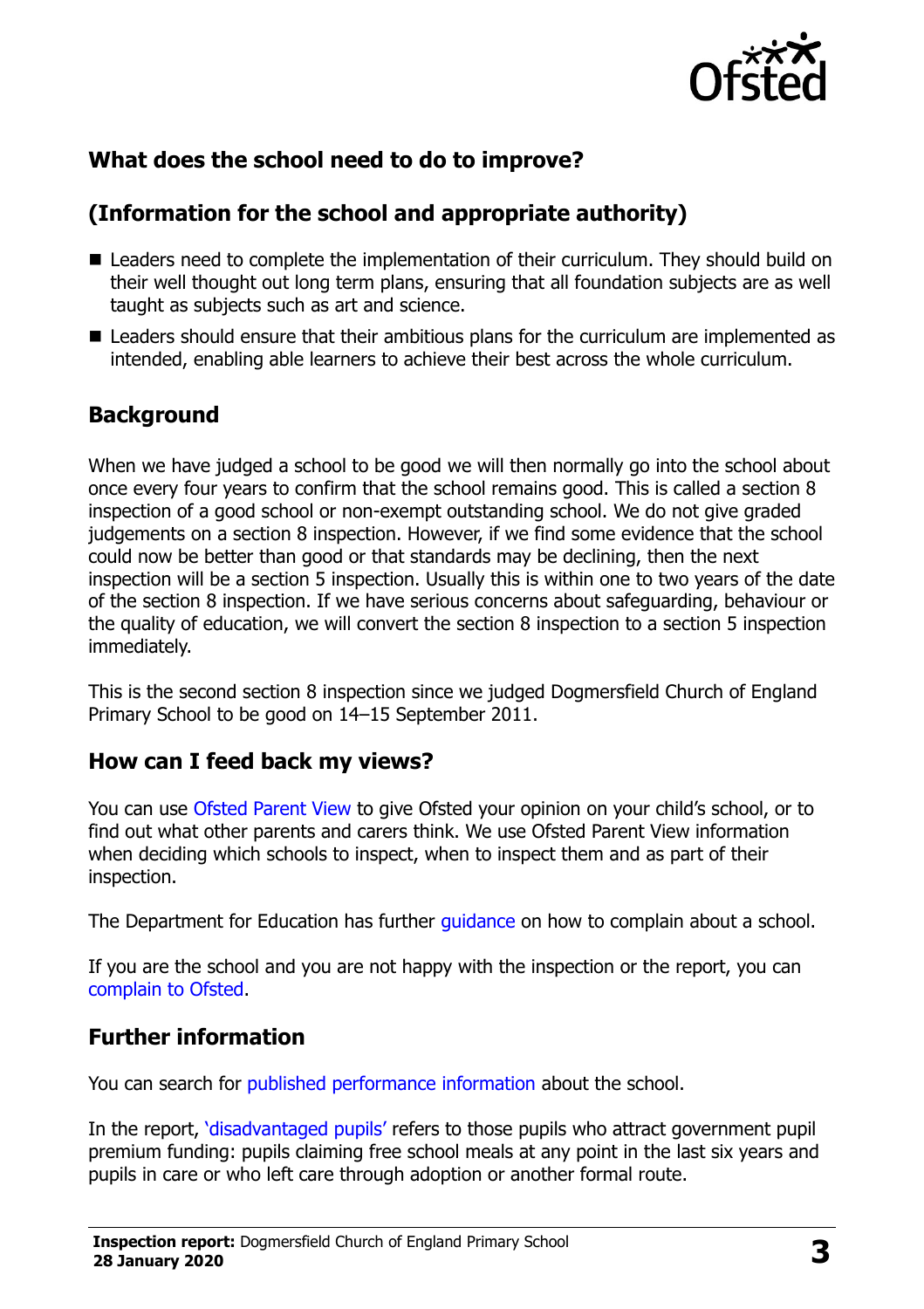## What does the school need to do to improve?

## (Information for the school and appropriate authority)

- Leaders need to complete the implementation of their curriculum. They should build on their well thought out long term plans, ensuring that all foundation subjects are as well taught as subjects such as art and science.
- Leaders should ensure that their ambitious plans for the curriculum are implemented as intended, enabling able learners to achieve their best across the whole curriculum.

## Background

When we have judged a school to be good we will then normally go into the school about once every four years to confirm that the school remains good. This is called a section 8 inspection of a good school or non-exempt outstanding school. We do not give graded judgements on a section 8 inspection. However, if we find some evidence that the school could now be better than good or that standards may be declining, then the next inspection will be a section 5 inspection. Usually this is within one to two years of the date of the section 8 inspection. If we have serious concerns about safeguarding, behaviour or the quality of education, we will convert the section 8 inspection to a section 5 inspection immediately.

This is the second section 8 inspection since we judged Dogmersfield Church of England Primary School to be good on 14–15 September 2011.

## How can I feed back my views?

You can use Ofsted Parent View to give Ofsted your opinion on your child's school, or to find out what other parents and carers think. We use Ofsted Parent View information when deciding which schools to inspect, when to inspect them and as part of their inspection.

The Department for Education has further guidance on how to complain about a school.

If you are the school and you are not happy with the inspection or the report, you can complain to Ofsted.

## Further information

You can search for published performance information about the school.

In the report, 'disadvantaged pupils' refers to those pupils who attract government pupil premium funding: pupils claiming free school meals at any point in the last six years and pupils in care or who left care through adoption or another formal route.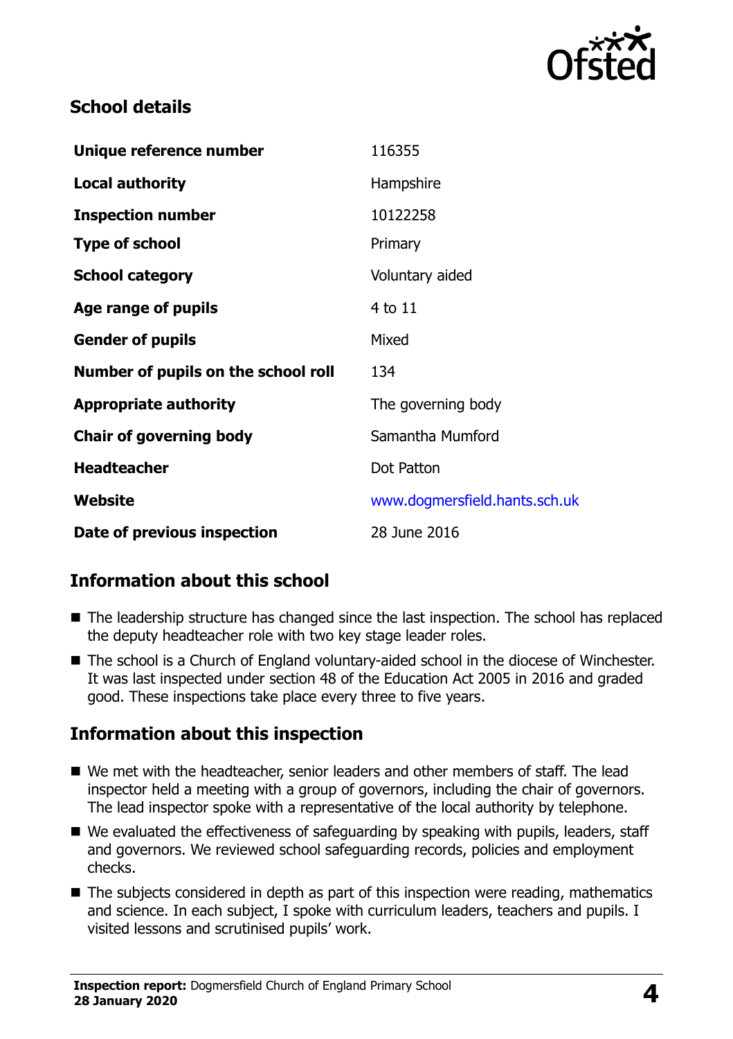## School details

| | |
|---|---|
| **Unique reference number** | 116355 |
| **Local authority** | Hampshire |
| **Inspection number** | 10122258 |
| **Type of school** | Primary |
| **School category** | Voluntary aided |
| **Age range of pupils** | 4 to 11 |
| **Gender of pupils** | Mixed |
| **Number of pupils on the school roll** | 134 |
| **Appropriate authority** | The governing body |
| **Chair of governing body** | Samantha Mumford |
| **Headteacher** | Dot Patton |
| **Website** | www.dogmersfield.hants.sch.uk |
| **Date of previous inspection** | 28 June 2016 |

## Information about this school

- The leadership structure has changed since the last inspection. The school has replaced the deputy headteacher role with two key stage leader roles.
- The school is a Church of England voluntary-aided school in the diocese of Winchester. It was last inspected under section 48 of the Education Act 2005 in 2016 and graded good. These inspections take place every three to five years.

## Information about this inspection

- We met with the headteacher, senior leaders and other members of staff. The lead inspector held a meeting with a group of governors, including the chair of governors. The lead inspector spoke with a representative of the local authority by telephone.
- We evaluated the effectiveness of safeguarding by speaking with pupils, leaders, staff and governors. We reviewed school safeguarding records, policies and employment checks.
- The subjects considered in depth as part of this inspection were reading, mathematics and science. In each subject, I spoke with curriculum leaders, teachers and pupils. I visited lessons and scrutinised pupils' work.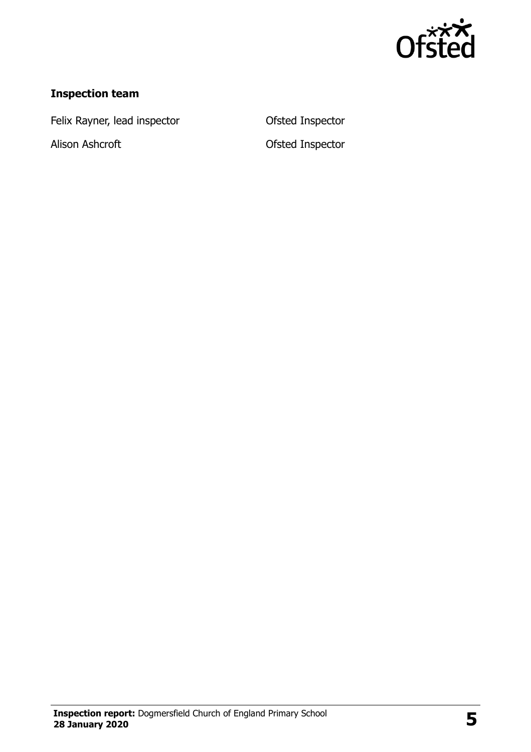### Inspection team

| | |
|---|---|
| Felix Rayner, lead inspector | Ofsted Inspector |
| Alison Ashcroft | Ofsted Inspector |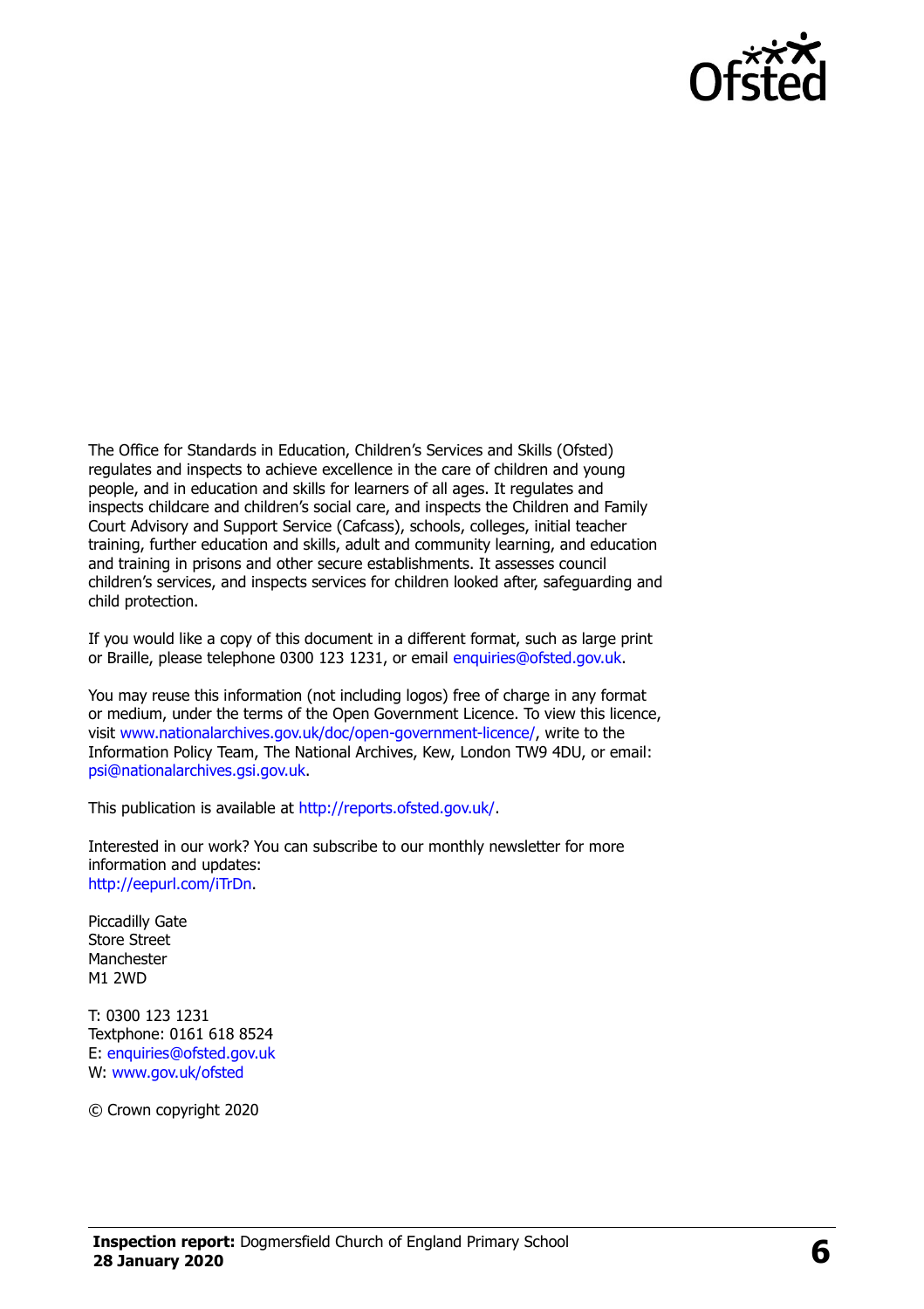The Office for Standards in Education, Children's Services and Skills (Ofsted) regulates and inspects to achieve excellence in the care of children and young people, and in education and skills for learners of all ages. It regulates and inspects childcare and children's social care, and inspects the Children and Family Court Advisory and Support Service (Cafcass), schools, colleges, initial teacher training, further education and skills, adult and community learning, and education and training in prisons and other secure establishments. It assesses council children's services, and inspects services for children looked after, safeguarding and child protection.

If you would like a copy of this document in a different format, such as large print or Braille, please telephone 0300 123 1231, or email enquiries@ofsted.gov.uk.

You may reuse this information (not including logos) free of charge in any format or medium, under the terms of the Open Government Licence. To view this licence, visit www.nationalarchives.gov.uk/doc/open-government-licence/, write to the Information Policy Team, The National Archives, Kew, London TW9 4DU, or email: psi@nationalarchives.gsi.gov.uk.

This publication is available at http://reports.ofsted.gov.uk/.

Interested in our work? You can subscribe to our monthly newsletter for more information and updates:
http://eepurl.com/iTrDn.

Piccadilly Gate
Store Street
Manchester
M1 2WD

T: 0300 123 1231
Textphone: 0161 618 8524
E: enquiries@ofsted.gov.uk
W: www.gov.uk/ofsted

© Crown copyright 2020